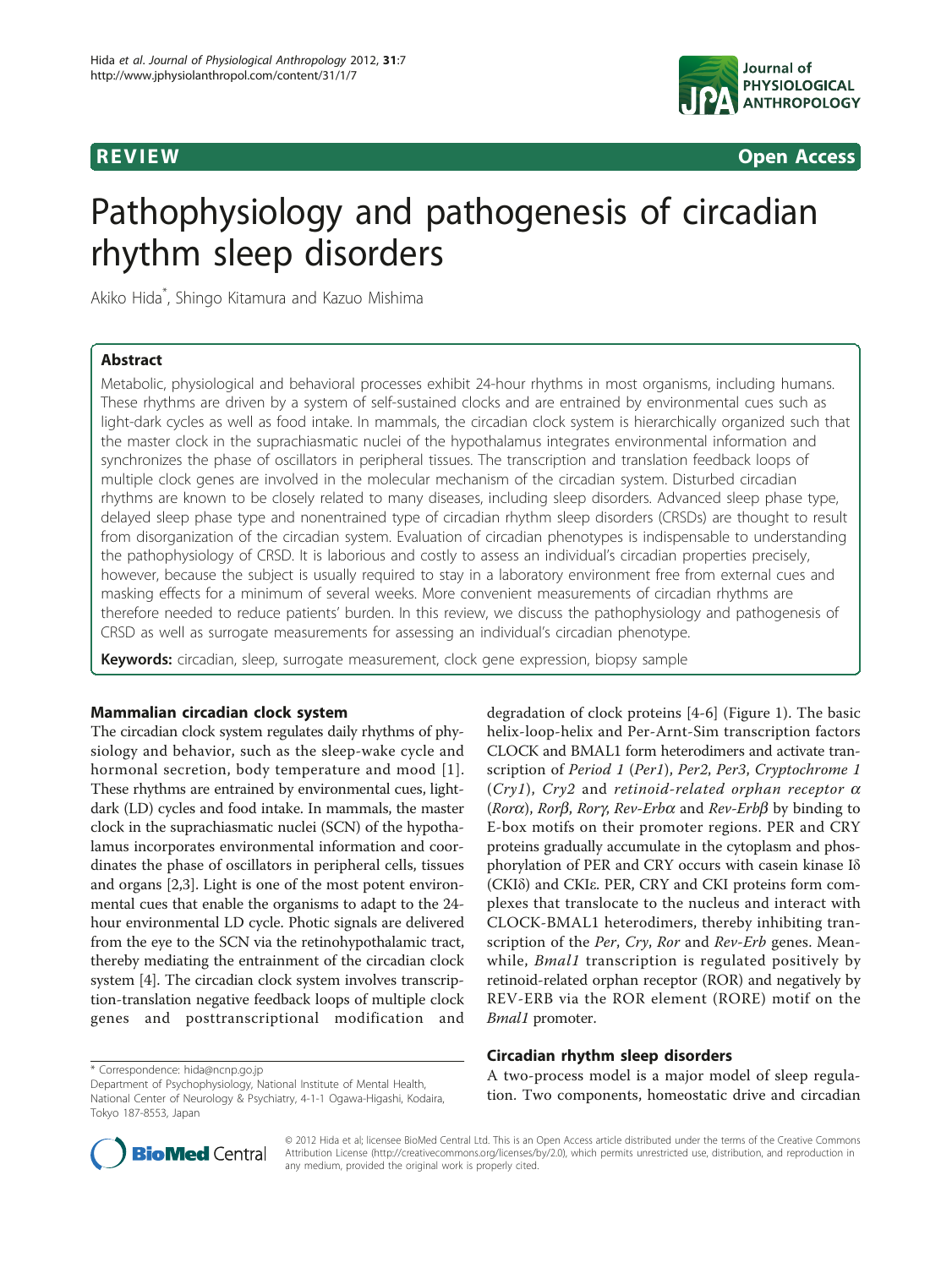**REVIEW** **Open Access**

# Pathophysiology and pathogenesis of circadian rhythm sleep disorders

Akiko Hida*, Shingo Kitamura and Kazuo Mishima

## Abstract

Metabolic, physiological and behavioral processes exhibit 24-hour rhythms in most organisms, including humans. These rhythms are driven by a system of self-sustained clocks and are entrained by environmental cues such as light-dark cycles as well as food intake. In mammals, the circadian clock system is hierarchically organized such that the master clock in the suprachiasmatic nuclei of the hypothalamus integrates environmental information and synchronizes the phase of oscillators in peripheral tissues. The transcription and translation feedback loops of multiple clock genes are involved in the molecular mechanism of the circadian system. Disturbed circadian rhythms are known to be closely related to many diseases, including sleep disorders. Advanced sleep phase type, delayed sleep phase type and nonentrained type of circadian rhythm sleep disorders (CRSDs) are thought to result from disorganization of the circadian system. Evaluation of circadian phenotypes is indispensable to understanding the pathophysiology of CRSD. It is laborious and costly to assess an individual's circadian properties precisely, however, because the subject is usually required to stay in a laboratory environment free from external cues and masking effects for a minimum of several weeks. More convenient measurements of circadian rhythms are therefore needed to reduce patients' burden. In this review, we discuss the pathophysiology and pathogenesis of CRSD as well as surrogate measurements for assessing an individual's circadian phenotype.

**Keywords:** circadian, sleep, surrogate measurement, clock gene expression, biopsy sample

## Mammalian circadian clock system

The circadian clock system regulates daily rhythms of physiology and behavior, such as the sleep-wake cycle and hormonal secretion, body temperature and mood [1]. These rhythms are entrained by environmental cues, light-dark (LD) cycles and food intake. In mammals, the master clock in the suprachiasmatic nuclei (SCN) of the hypothalamus incorporates environmental information and coordinates the phase of oscillators in peripheral cells, tissues and organs [2,3]. Light is one of the most potent environmental cues that enable the organisms to adapt to the 24-hour environmental LD cycle. Photic signals are delivered from the eye to the SCN via the retinohypothalamic tract, thereby mediating the entrainment of the circadian clock system [4]. The circadian clock system involves transcription-translation negative feedback loops of multiple clock genes and posttranscriptional modification and degradation of clock proteins [4-6] (Figure 1). The basic helix-loop-helix and Per-Arnt-Sim transcription factors CLOCK and BMAL1 form heterodimers and activate transcription of *Period 1* (*Per1*), *Per2*, *Per3*, *Cryptochrome 1* (*Cry1*), *Cry2* and *retinoid-related orphan receptor* $\alpha$ (*Ror*$\alpha$), *Ror*$\beta$, *Ror*$\gamma$, *Rev-Erb*$\alpha$ and *Rev-Erb*$\beta$ by binding to E-box motifs on their promoter regions. PER and CRY proteins gradually accumulate in the cytoplasm and phosphorylation of PER and CRY occurs with casein kinase I$\delta$ (CKI$\delta$) and CKI$\varepsilon$. PER, CRY and CKI proteins form complexes that translocate to the nucleus and interact with CLOCK-BMAL1 heterodimers, thereby inhibiting transcription of the *Per*, *Cry*, *Ror* and *Rev-Erb* genes. Meanwhile, *Bmal1* transcription is regulated positively by retinoid-related orphan receptor (ROR) and negatively by REV-ERB via the ROR element (RORE) motif on the *Bmal1* promoter.

## Circadian rhythm sleep disorders

A two-process model is a major model of sleep regulation. Two components, homeostatic drive and circadian

* Correspondence: hida@ncnp.go.jp
Department of Psychophysiology, National Institute of Mental Health, National Center of Neurology & Psychiatry, 4-1-1 Ogawa-Higashi, Kodaira, Tokyo 187-8553, Japan

© 2012 Hida et al; licensee BioMed Central Ltd. This is an Open Access article distributed under the terms of the Creative Commons Attribution License (http://creativecommons.org/licenses/by/2.0), which permits unrestricted use, distribution, and reproduction in any medium, provided the original work is properly cited.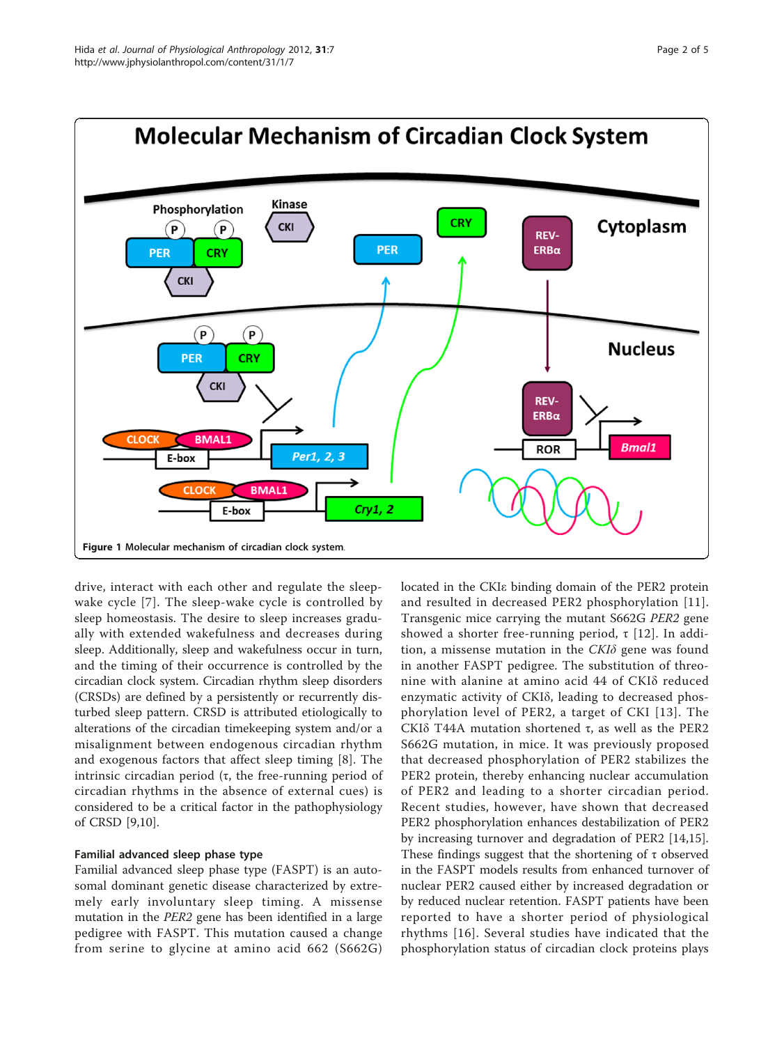**Figure 1 Molecular mechanism of circadian clock system.**

drive, interact with each other and regulate the sleep-wake cycle [7]. The sleep-wake cycle is controlled by sleep homeostasis. The desire to sleep increases gradually with extended wakefulness and decreases during sleep. Additionally, sleep and wakefulness occur in turn, and the timing of their occurrence is controlled by the circadian clock system. Circadian rhythm sleep disorders (CRSDs) are defined by a persistently or recurrently disturbed sleep pattern. CRSD is attributed etiologically to alterations of the circadian timekeeping system and/or a misalignment between endogenous circadian rhythm and exogenous factors that affect sleep timing [8]. The intrinsic circadian period (τ, the free-running period of circadian rhythms in the absence of external cues) is considered to be a critical factor in the pathophysiology of CRSD [9,10].

### Familial advanced sleep phase type

Familial advanced sleep phase type (FASPT) is an autosomal dominant genetic disease characterized by extremely early involuntary sleep timing. A missense mutation in the *PER2* gene has been identified in a large pedigree with FASPT. This mutation caused a change from serine to glycine at amino acid 662 (S662G) located in the CKIε binding domain of the PER2 protein and resulted in decreased PER2 phosphorylation [11]. Transgenic mice carrying the mutant S662G *PER2* gene showed a shorter free-running period, τ [12]. In addition, a missense mutation in the *CKIδ* gene was found in another FASPT pedigree. The substitution of threonine with alanine at amino acid 44 of CKIδ reduced enzymatic activity of CKIδ, leading to decreased phosphorylation level of PER2, a target of CKI [13]. The CKIδ T44A mutation shortened τ, as well as the PER2 S662G mutation, in mice. It was previously proposed that decreased phosphorylation of PER2 stabilizes the PER2 protein, thereby enhancing nuclear accumulation of PER2 and leading to a shorter circadian period. Recent studies, however, have shown that decreased PER2 phosphorylation enhances destabilization of PER2 by increasing turnover and degradation of PER2 [14,15]. These findings suggest that the shortening of τ observed in the FASPT models results from enhanced turnover of nuclear PER2 caused either by increased degradation or by reduced nuclear retention. FASPT patients have been reported to have a shorter period of physiological rhythms [16]. Several studies have indicated that the phosphorylation status of circadian clock proteins plays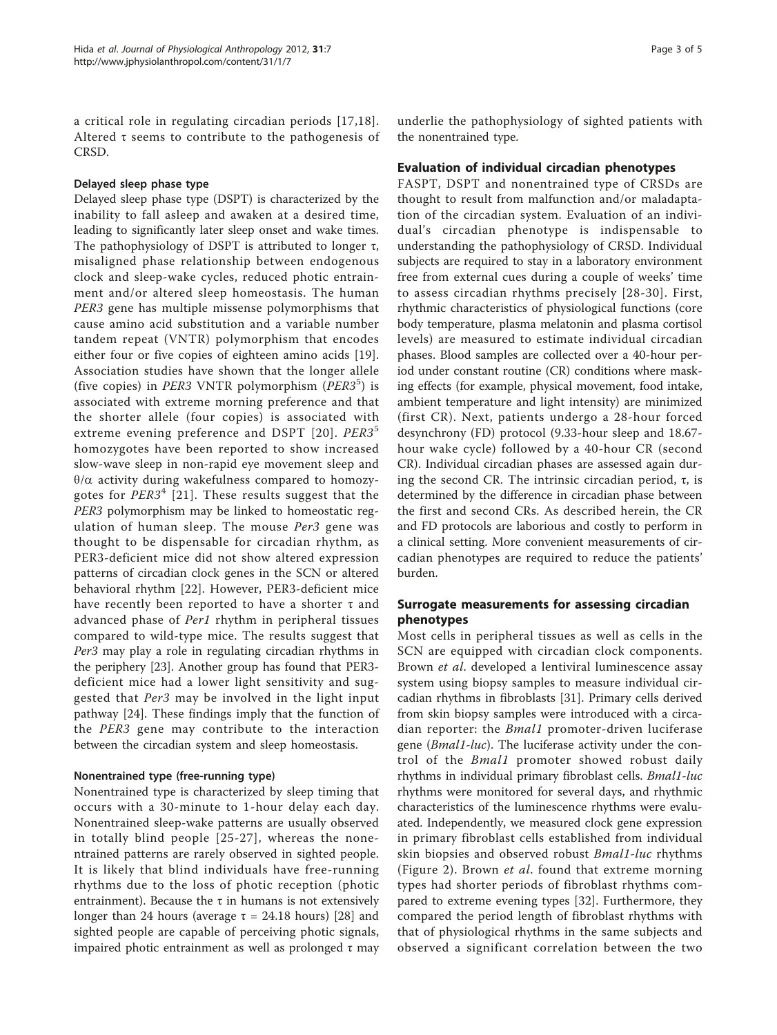a critical role in regulating circadian periods [17,18]. Altered τ seems to contribute to the pathogenesis of CRSD.

### Delayed sleep phase type

Delayed sleep phase type (DSPT) is characterized by the inability to fall asleep and awaken at a desired time, leading to significantly later sleep onset and wake times. The pathophysiology of DSPT is attributed to longer τ, misaligned phase relationship between endogenous clock and sleep-wake cycles, reduced photic entrainment and/or altered sleep homeostasis. The human *PER3* gene has multiple missense polymorphisms that cause amino acid substitution and a variable number tandem repeat (VNTR) polymorphism that encodes either four or five copies of eighteen amino acids [19]. Association studies have shown that the longer allele (five copies) in *PER3* VNTR polymorphism ($PER3^5$) is associated with extreme morning preference and that the shorter allele (four copies) is associated with extreme evening preference and DSPT [20]. $PER3^5$ homozygotes have been reported to show increased slow-wave sleep in non-rapid eye movement sleep and θ/α activity during wakefulness compared to homozygotes for $PER3^4$ [21]. These results suggest that the *PER3* polymorphism may be linked to homeostatic regulation of human sleep. The mouse *Per3* gene was thought to be dispensable for circadian rhythm, as PER3-deficient mice did not show altered expression patterns of circadian clock genes in the SCN or altered behavioral rhythm [22]. However, PER3-deficient mice have recently been reported to have a shorter τ and advanced phase of *Per1* rhythm in peripheral tissues compared to wild-type mice. The results suggest that *Per3* may play a role in regulating circadian rhythms in the periphery [23]. Another group has found that PER3-deficient mice had a lower light sensitivity and suggested that *Per3* may be involved in the light input pathway [24]. These findings imply that the function of the *PER3* gene may contribute to the interaction between the circadian system and sleep homeostasis.

### Nonentrained type (free-running type)

Nonentrained type is characterized by sleep timing that occurs with a 30-minute to 1-hour delay each day. Nonentrained sleep-wake patterns are usually observed in totally blind people [25-27], whereas the nonentrained patterns are rarely observed in sighted people. It is likely that blind individuals have free-running rhythms due to the loss of photic reception (photic entrainment). Because the τ in humans is not extensively longer than 24 hours (average τ = 24.18 hours) [28] and sighted people are capable of perceiving photic signals, impaired photic entrainment as well as prolonged τ may underlie the pathophysiology of sighted patients with the nonentrained type.

## Evaluation of individual circadian phenotypes

FASPT, DSPT and nonentrained type of CRSDs are thought to result from malfunction and/or maladaptation of the circadian system. Evaluation of an individual's circadian phenotype is indispensable to understanding the pathophysiology of CRSD. Individual subjects are required to stay in a laboratory environment free from external cues during a couple of weeks' time to assess circadian rhythms precisely [28-30]. First, rhythmic characteristics of physiological functions (core body temperature, plasma melatonin and plasma cortisol levels) are measured to estimate individual circadian phases. Blood samples are collected over a 40-hour period under constant routine (CR) conditions where masking effects (for example, physical movement, food intake, ambient temperature and light intensity) are minimized (first CR). Next, patients undergo a 28-hour forced desynchrony (FD) protocol (9.33-hour sleep and 18.67-hour wake cycle) followed by a 40-hour CR (second CR). Individual circadian phases are assessed again during the second CR. The intrinsic circadian period, τ, is determined by the difference in circadian phase between the first and second CRs. As described herein, the CR and FD protocols are laborious and costly to perform in a clinical setting. More convenient measurements of circadian phenotypes are required to reduce the patients' burden.

## Surrogate measurements for assessing circadian phenotypes

Most cells in peripheral tissues as well as cells in the SCN are equipped with circadian clock components. Brown *et al*. developed a lentiviral luminescence assay system using biopsy samples to measure individual circadian rhythms in fibroblasts [31]. Primary cells derived from skin biopsy samples were introduced with a circadian reporter: the *Bmal1* promoter-driven luciferase gene (*Bmal1-luc*). The luciferase activity under the control of the *Bmal1* promoter showed robust daily rhythms in individual primary fibroblast cells. *Bmal1-luc* rhythms were monitored for several days, and rhythmic characteristics of the luminescence rhythms were evaluated. Independently, we measured clock gene expression in primary fibroblast cells established from individual skin biopsies and observed robust *Bmal1-luc* rhythms (Figure 2). Brown *et al*. found that extreme morning types had shorter periods of fibroblast rhythms compared to extreme evening types [32]. Furthermore, they compared the period length of fibroblast rhythms with that of physiological rhythms in the same subjects and observed a significant correlation between the two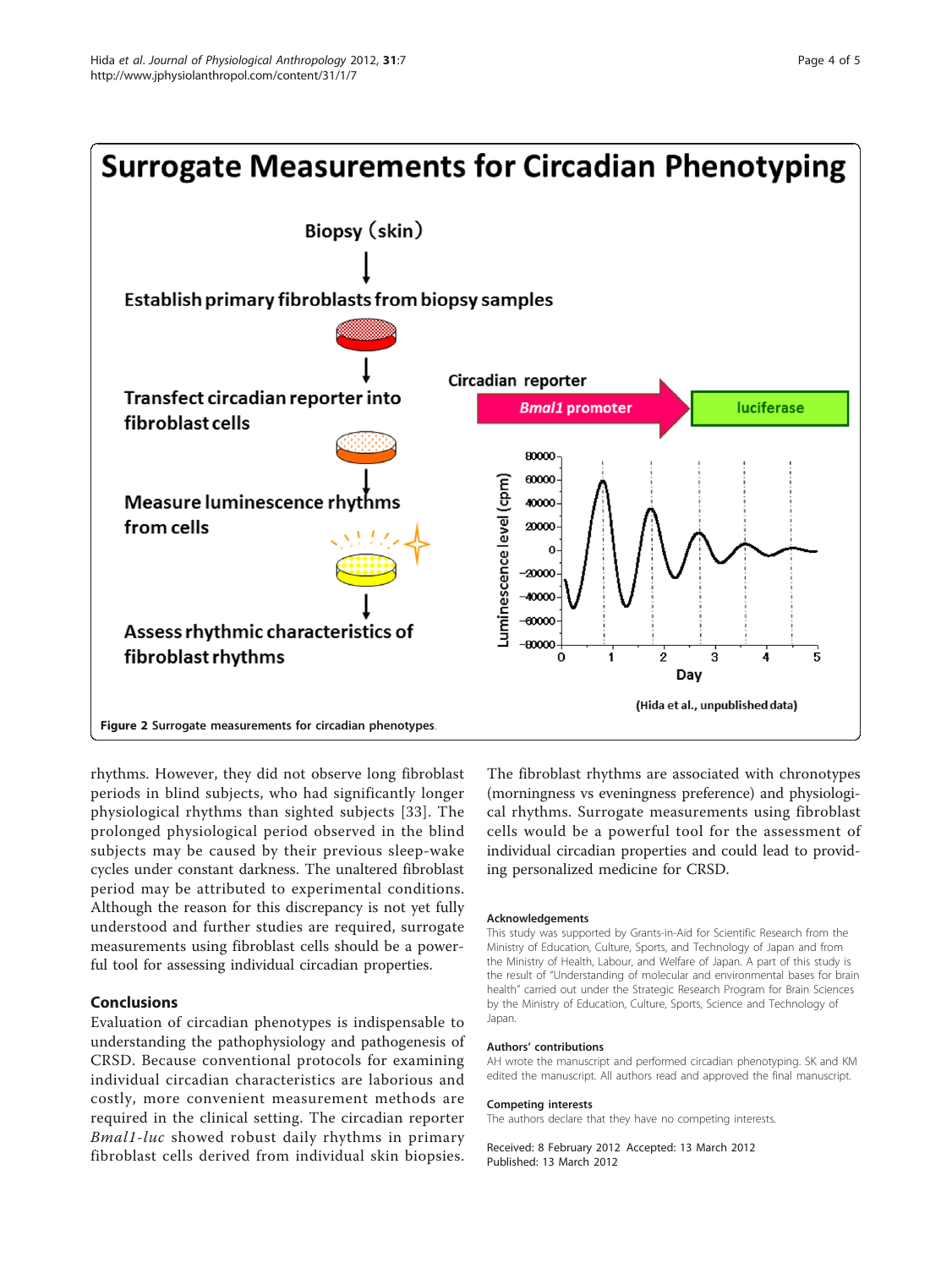Surrogate Measurements for Circadian Phenotyping

Biopsy (skin)

Establish primary fibroblasts from biopsy samples

Transfect circadian reporter into fibroblast cells

Measure luminescence rhythms from cells

Assess rhythmic characteristics of fibroblast rhythms

Circadian reporter

*Bmal1* promoter

luciferase

Luminescence level (cpm)

80000
60000
40000
20000
0
-20000
-40000
-60000
-80000

0
1
2
3
4
5

Day

(Hida et al., unpublished data)

**Figure 2** Surrogate measurements for circadian phenotypes.

rhythms. However, they did not observe long fibroblast periods in blind subjects, who had significantly longer physiological rhythms than sighted subjects [33]. The prolonged physiological period observed in the blind subjects may be caused by their previous sleep-wake cycles under constant darkness. The unaltered fibroblast period may be attributed to experimental conditions. Although the reason for this discrepancy is not yet fully understood and further studies are required, surrogate measurements using fibroblast cells should be a powerful tool for assessing individual circadian properties.

## Conclusions

Evaluation of circadian phenotypes is indispensable to understanding the pathophysiology and pathogenesis of CRSD. Because conventional protocols for examining individual circadian characteristics are laborious and costly, more convenient measurement methods are required in the clinical setting. The circadian reporter *Bmal1-luc* showed robust daily rhythms in primary fibroblast cells derived from individual skin biopsies. The fibroblast rhythms are associated with chronotypes (morningness vs eveningness preference) and physiological rhythms. Surrogate measurements using fibroblast cells would be a powerful tool for the assessment of individual circadian properties and could lead to providing personalized medicine for CRSD.

### Acknowledgements

This study was supported by Grants-in-Aid for Scientific Research from the Ministry of Education, Culture, Sports, and Technology of Japan and from the Ministry of Health, Labour, and Welfare of Japan. A part of this study is the result of "Understanding of molecular and environmental bases for brain health" carried out under the Strategic Research Program for Brain Sciences by the Ministry of Education, Culture, Sports, Science and Technology of Japan.

### Authors' contributions

AH wrote the manuscript and performed circadian phenotyping. SK and KM edited the manuscript. All authors read and approved the final manuscript.

### Competing interests

The authors declare that they have no competing interests.

Received: 8 February 2012 Accepted: 13 March 2012
Published: 13 March 2012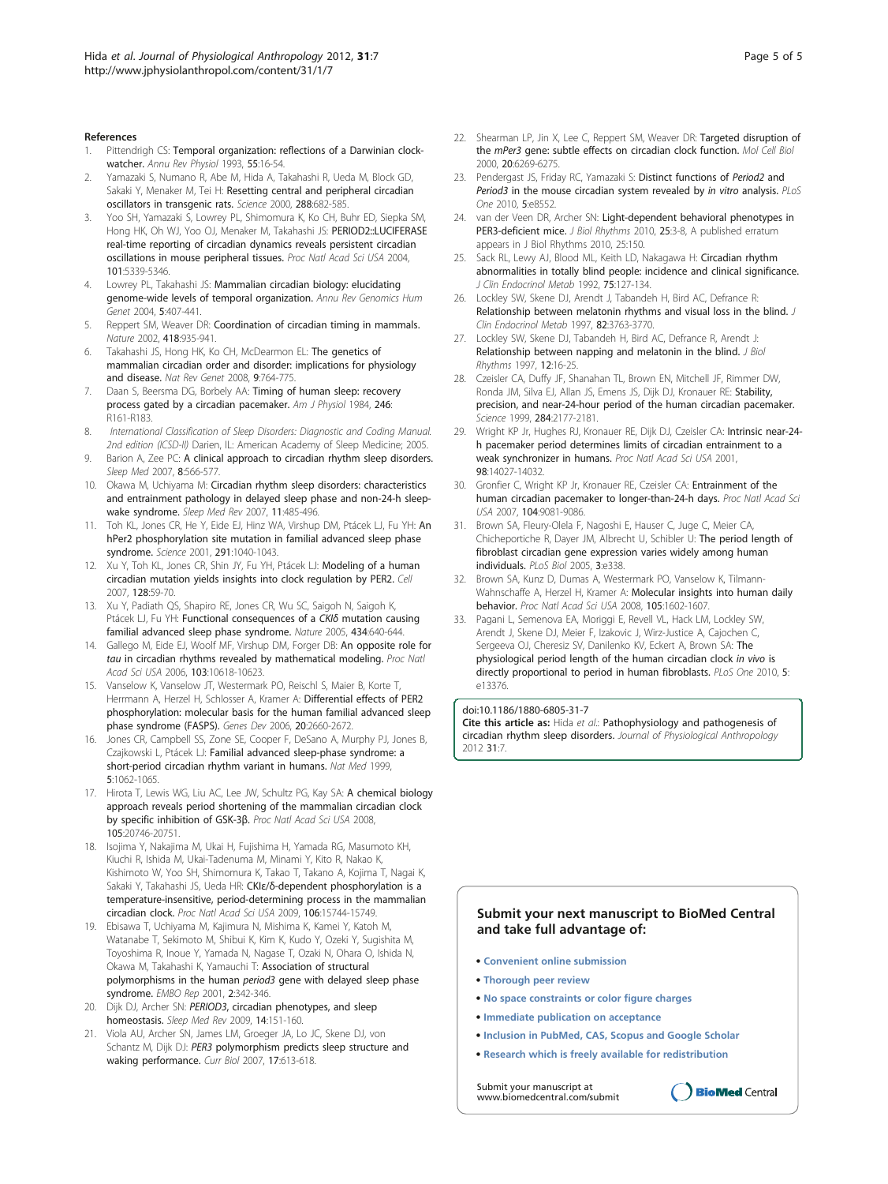## References

1. Pittendrigh CS: Temporal organization: reflections of a Darwinian clock-watcher. *Annu Rev Physiol* 1993, **55**:16-54.
2. Yamazaki S, Numano R, Abe M, Hida A, Takahashi R, Ueda M, Block GD, Sakaki Y, Menaker M, Tei H: Resetting central and peripheral circadian oscillators in transgenic rats. *Science* 2000, **288**:682-585.
3. Yoo SH, Yamazaki S, Lowrey PL, Shimomura K, Ko CH, Buhr ED, Siepka SM, Hong HK, Oh WJ, Yoo OJ, Menaker M, Takahashi JS: PERIOD2::LUCIFERASE real-time reporting of circadian dynamics reveals persistent circadian oscillations in mouse peripheral tissues. *Proc Natl Acad Sci USA* 2004, **101**:5339-5346.
4. Lowrey PL, Takahashi JS: Mammalian circadian biology: elucidating genome-wide levels of temporal organization. *Annu Rev Genomics Hum Genet* 2004, **5**:407-441.
5. Reppert SM, Weaver DR: Coordination of circadian timing in mammals. *Nature* 2002, **418**:935-941.
6. Takahashi JS, Hong HK, Ko CH, McDearmon EL: The genetics of mammalian circadian order and disorder: implications for physiology and disease. *Nat Rev Genet* 2008, **9**:764-775.
7. Daan S, Beersma DG, Borbely AA: Timing of human sleep: recovery process gated by a circadian pacemaker. *Am J Physiol* 1984, **246**:R161-R183.
8. *International Classification of Sleep Disorders: Diagnostic and Coding Manual. 2nd edition (ICSD-II)* Darien, IL: American Academy of Sleep Medicine; 2005.
9. Barion A, Zee PC: A clinical approach to circadian rhythm sleep disorders. *Sleep Med* 2007, **8**:566-577.
10. Okawa M, Uchiyama M: Circadian rhythm sleep disorders: characteristics and entrainment pathology in delayed sleep phase and non-24-h sleep-wake syndrome. *Sleep Med Rev* 2007, **11**:485-496.
11. Toh KL, Jones CR, He Y, Eide EJ, Hinz WA, Virshup DM, Ptácek LJ, Fu YH: An hPer2 phosphorylation site mutation in familial advanced sleep phase syndrome. *Science* 2001, **291**:1040-1043.
12. Xu Y, Toh KL, Jones CR, Shin JY, Fu YH, Ptácek LJ: Modeling of a human circadian mutation yields insights into clock regulation by PER2. *Cell* 2007, **128**:59-70.
13. Xu Y, Padiath QS, Shapiro RE, Jones CR, Wu SC, Saigoh N, Saigoh K, Ptácek LJ, Fu YH: Functional consequences of a *CKIδ* mutation causing familial advanced sleep phase syndrome. *Nature* 2005, **434**:640-644.
14. Gallego M, Eide EJ, Woolf MF, Virshup DM, Forger DB: An opposite role for *tau* in circadian rhythms revealed by mathematical modeling. *Proc Natl Acad Sci USA* 2006, **103**:10618-10623.
15. Vanselow K, Vanselow JT, Westermark PO, Reischl S, Maier B, Korte T, Herrmann A, Herzel H, Schlosser A, Kramer A: Differential effects of PER2 phosphorylation: molecular basis for the human familial advanced sleep phase syndrome (FASPS). *Genes Dev* 2006, **20**:2660-2672.
16. Jones CR, Campbell SS, Zone SE, Cooper F, DeSano A, Murphy PJ, Jones B, Czajkowski L, Ptácek LJ: Familial advanced sleep-phase syndrome: a short-period circadian rhythm variant in humans. *Nat Med* 1999, **5**:1062-1065.
17. Hirota T, Lewis WG, Liu AC, Lee JW, Schultz PG, Kay SA: A chemical biology approach reveals period shortening of the mammalian circadian clock by specific inhibition of GSK-3β. *Proc Natl Acad Sci USA* 2008, **105**:20746-20751.
18. Isojima Y, Nakajima M, Ukai H, Fujishima H, Yamada RG, Masumoto KH, Kiuchi R, Ishida M, Ukai-Tadenuma M, Minami Y, Kito R, Nakao K, Kishimoto W, Yoo SH, Shimomura K, Takao T, Takano A, Kojima T, Nagai K, Sakaki Y, Takahashi JS, Ueda HR: CKIε/δ-dependent phosphorylation is a temperature-insensitive, period-determining process in the mammalian circadian clock. *Proc Natl Acad Sci USA* 2009, **106**:15744-15749.
19. Ebisawa T, Uchiyama M, Kajimura N, Mishima K, Kamei Y, Katoh M, Watanabe T, Sekimoto M, Shibui K, Kim K, Kudo Y, Ozeki Y, Sugishita M, Toyoshima R, Inoue Y, Yamada N, Nagase T, Ozaki N, Ohara O, Ishida N, Okawa M, Takahashi K, Yamauchi T: Association of structural polymorphisms in the human *period3* gene with delayed sleep phase syndrome. *EMBO Rep* 2001, **2**:342-346.
20. Dijk DJ, Archer SN: *PERIOD3*, circadian phenotypes, and sleep homeostasis. *Sleep Med Rev* 2009, **14**:151-160.
21. Viola AU, Archer SN, James LM, Groeger JA, Lo JC, Skene DJ, von Schantz M, Dijk DJ: *PER3* polymorphism predicts sleep structure and waking performance. *Curr Biol* 2007, **17**:613-618.
22. Shearman LP, Jin X, Lee C, Reppert SM, Weaver DR: Targeted disruption of the *mPer3* gene: subtle effects on circadian clock function. *Mol Cell Biol* 2000, **20**:6269-6275.
23. Pendergast JS, Friday RC, Yamazaki S: Distinct functions of *Period2* and *Period3* in the mouse circadian system revealed by *in vitro* analysis. *PLoS One* 2010, **5**:e8552.
24. van der Veen DR, Archer SN: Light-dependent behavioral phenotypes in PER3-deficient mice. *J Biol Rhythms* 2010, **25**:3-8, A published erratum appears in J Biol Rhythms 2010, 25:150.
25. Sack RL, Lewy AJ, Blood ML, Keith LD, Nakagawa H: Circadian rhythm abnormalities in totally blind people: incidence and clinical significance. *J Clin Endocrinol Metab* 1992, **75**:127-134.
26. Lockley SW, Skene DJ, Arendt J, Tabandeh H, Bird AC, Defrance R: Relationship between melatonin rhythms and visual loss in the blind. *J Clin Endocrinol Metab* 1997, **82**:3763-3770.
27. Lockley SW, Skene DJ, Tabandeh H, Bird AC, Defrance R, Arendt J: Relationship between napping and melatonin in the blind. *J Biol Rhythms* 1997, **12**:16-25.
28. Czeisler CA, Duffy JF, Shanahan TL, Brown EN, Mitchell JF, Rimmer DW, Ronda JM, Silva EJ, Allan JS, Emens JS, Dijk DJ, Kronauer RE: Stability, precision, and near-24-hour period of the human circadian pacemaker. *Science* 1999, **284**:2177-2181.
29. Wright KP Jr, Hughes RJ, Kronauer RE, Dijk DJ, Czeisler CA: Intrinsic near-24-h pacemaker period determines limits of circadian entrainment to a weak synchronizer in humans. *Proc Natl Acad Sci USA* 2001, **98**:14027-14032.
30. Gronfier C, Wright KP Jr, Kronauer RE, Czeisler CA: Entrainment of the human circadian pacemaker to longer-than-24-h days. *Proc Natl Acad Sci USA* 2007, **104**:9081-9086.
31. Brown SA, Fleury-Olela F, Nagoshi E, Hauser C, Juge C, Meier CA, Chicheportiche R, Dayer JM, Albrecht U, Schibler U: The period length of fibroblast circadian gene expression varies widely among human individuals. *PLoS Biol* 2005, **3**:e338.
32. Brown SA, Kunz D, Dumas A, Westermark PO, Vanselow K, Tilmann-Wahnschaffe A, Herzel H, Kramer A: Molecular insights into human daily behavior. *Proc Natl Acad Sci USA* 2008, **105**:1602-1607.
33. Pagani L, Semenova EA, Moriggi E, Revell VL, Hack LM, Lockley SW, Arendt J, Skene DJ, Meier F, Izakovic J, Wirz-Justice A, Cajochen C, Sergeeva OJ, Cheresiz SV, Danilenko KV, Eckert A, Brown SA: The physiological period length of the human circadian clock *in vivo* is directly proportional to period in human fibroblasts. *PLoS One* 2010, **5**:e13376.

doi:10.1186/1880-6805-31-7

**Cite this article as:** Hida *et al.*: Pathophysiology and pathogenesis of circadian rhythm sleep disorders. *Journal of Physiological Anthropology* 2012 **31**:7.

**Submit your next manuscript to BioMed Central and take full advantage of:**

- Convenient online submission
- Thorough peer review
- No space constraints or color figure charges
- Immediate publication on acceptance
- Inclusion in PubMed, CAS, Scopus and Google Scholar
- Research which is freely available for redistribution

Submit your manuscript at
www.biomedcentral.com/submit

BioMed Central